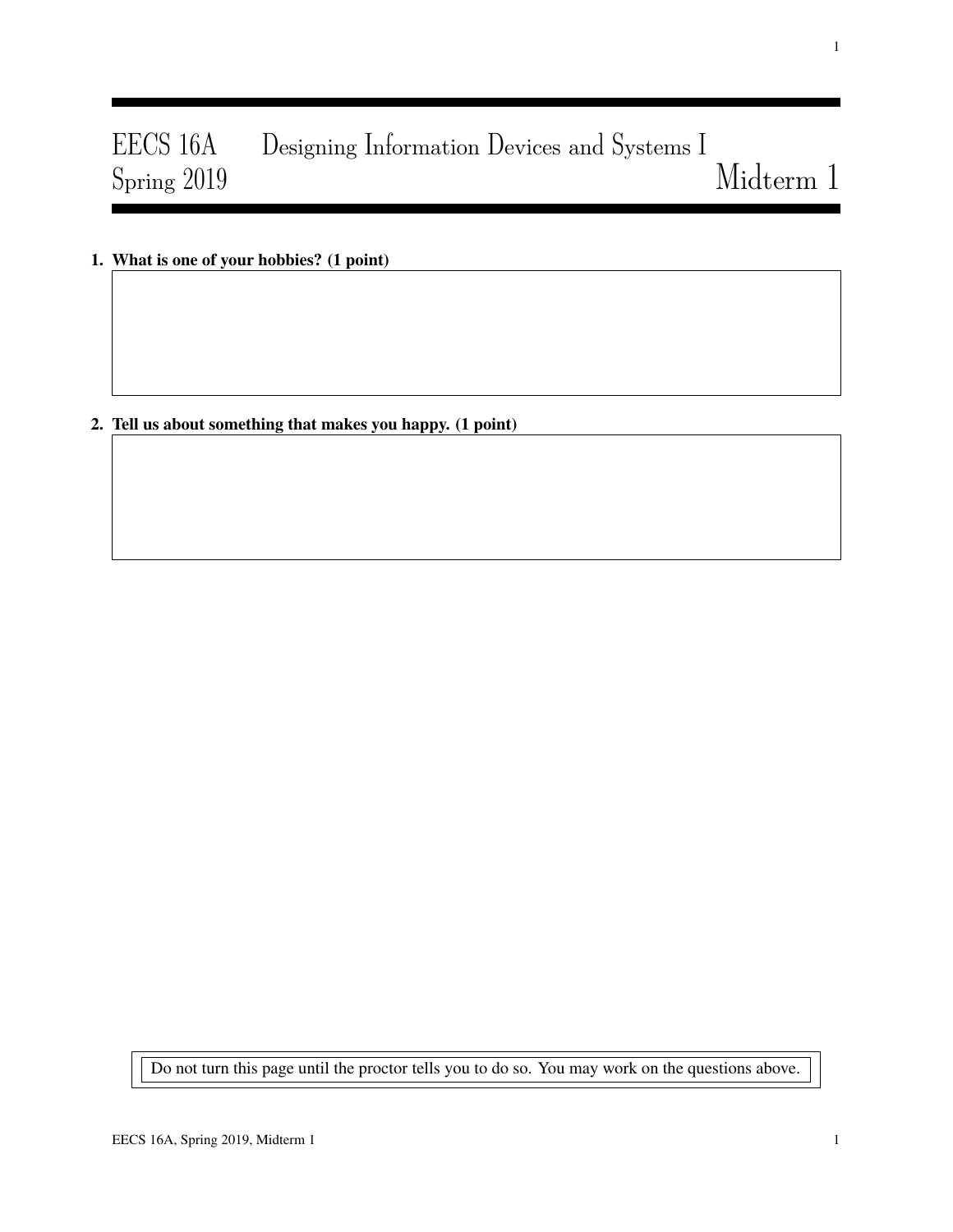# EECS 16A Designing Information Devices and Systems I
## Spring 2019 Midterm 1

**1. What is one of your hobbies? (1 point)**

**2. Tell us about something that makes you happy. (1 point)**

Do not turn this page until the proctor tells you to do so. You may work on the questions above.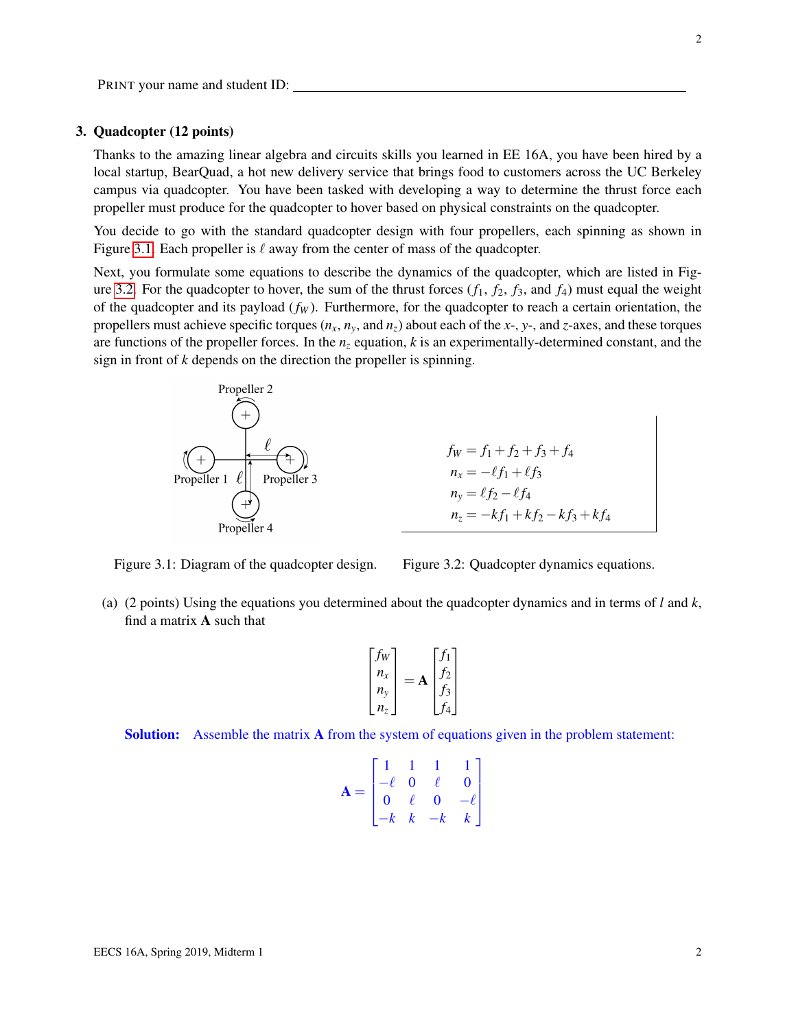PRINT your name and student ID: ____________________________________________

## 3. Quadcopter (12 points)

Thanks to the amazing linear algebra and circuits skills you learned in EE 16A, you have been hired by a local startup, BearQuad, a hot new delivery service that brings food to customers across the UC Berkeley campus via quadcopter. You have been tasked with developing a way to determine the thrust force each propeller must produce for the quadcopter to hover based on physical constraints on the quadcopter.

You decide to go with the standard quadcopter design with four propellers, each spinning as shown in Figure 3.1. Each propeller is $\ell$ away from the center of mass of the quadcopter.

Next, you formulate some equations to describe the dynamics of the quadcopter, which are listed in Figure 3.2. For the quadcopter to hover, the sum of the thrust forces ($f_1$, $f_2$, $f_3$, and $f_4$) must equal the weight of the quadcopter and its payload ($f_W$). Furthermore, for the quadcopter to reach a certain orientation, the propellers must achieve specific torques ($n_x$, $n_y$, and $n_z$) about each of the $x$-, $y$-, and $z$-axes, and these torques are functions of the propeller forces. In the $n_z$ equation, $k$ is an experimentally-determined constant, and the sign in front of $k$ depends on the direction the propeller is spinning.

Figure 3.1: Diagram of the quadcopter design.

$$
\begin{aligned}
f_W &= f_1 + f_2 + f_3 + f_4 \\
n_x &= -\ell f_1 + \ell f_3 \\
n_y &= \ell f_2 - \ell f_4 \\
n_z &= -k f_1 + k f_2 - k f_3 + k f_4
\end{aligned}
$$

Figure 3.2: Quadcopter dynamics equations.

(a) (2 points) Using the equations you determined about the quadcopter dynamics and in terms of $l$ and $k$, find a matrix $\mathbf{A}$ such that

$$
\begin{bmatrix} f_W \\ n_x \\ n_y \\ n_z \end{bmatrix} = \mathbf{A} \begin{bmatrix} f_1 \\ f_2 \\ f_3 \\ f_4 \end{bmatrix}
$$

**Solution:** Assemble the matrix $\mathbf{A}$ from the system of equations given in the problem statement:

$$
\mathbf{A} = \begin{bmatrix} 1 & 1 & 1 & 1 \\ -\ell & 0 & \ell & 0 \\ 0 & \ell & 0 & -\ell \\ -k & k & -k & k \end{bmatrix}
$$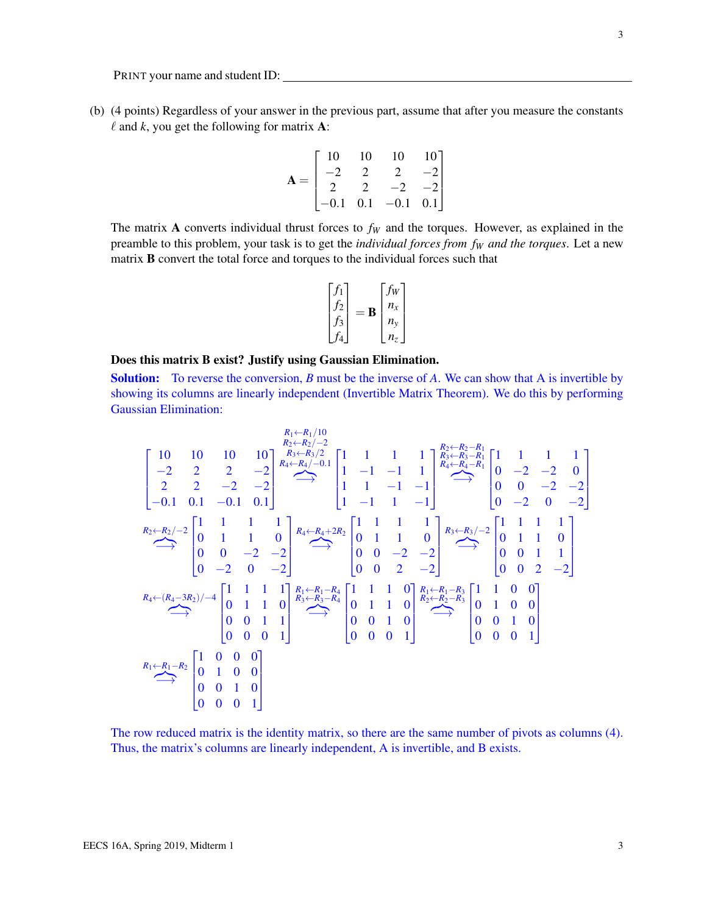PRINT your name and student ID: ______________________________________

(b) (4 points) Regardless of your answer in the previous part, assume that after you measure the constants $\ell$ and $k$, you get the following for matrix $\mathbf{A}$:

$$\mathbf{A} = \begin{bmatrix} 10 & 10 & 10 & 10 \\ -2 & 2 & 2 & -2 \\ 2 & 2 & -2 & -2 \\ -0.1 & 0.1 & -0.1 & 0.1 \end{bmatrix}$$

The matrix $\mathbf{A}$ converts individual thrust forces to $f_W$ and the torques. However, as explained in the preamble to this problem, your task is to get the *individual forces from $f_W$ and the torques*. Let a new matrix $\mathbf{B}$ convert the total force and torques to the individual forces such that

$$\begin{bmatrix} f_1 \\ f_2 \\ f_3 \\ f_4 \end{bmatrix} = \mathbf{B} \begin{bmatrix} f_W \\ n_x \\ n_y \\ n_z \end{bmatrix}$$

**Does this matrix B exist? Justify using Gaussian Elimination.**

**Solution:** To reverse the conversion, $B$ must be the inverse of $A$. We can show that A is invertible by showing its columns are linearly independent (Invertible Matrix Theorem). We do this by performing Gaussian Elimination:

$$\begin{bmatrix} 10 & 10 & 10 & 10 \\ -2 & 2 & 2 & -2 \\ 2 & 2 & -2 & -2 \\ -0.1 & 0.1 & -0.1 & 0.1 \end{bmatrix} \overset{\substack{R_1 \leftarrow R_1/10 \\ R_2 \leftarrow R_2/-2 \\ R_3 \leftarrow R_3/2 \\ R_4 \leftarrow R_4/-0.1}}{\longrightarrow} \begin{bmatrix} 1 & 1 & 1 & 1 \\ 1 & -1 & -1 & 1 \\ 1 & 1 & -1 & -1 \\ 1 & -1 & 1 & -1 \end{bmatrix} \overset{\substack{R_2 \leftarrow R_2 - R_1 \\ R_3 \leftarrow R_3 - R_1 \\ R_4 \leftarrow R_4 - R_1}}{\longrightarrow} \begin{bmatrix} 1 & 1 & 1 & 1 \\ 0 & -2 & -2 & 0 \\ 0 & 0 & -2 & -2 \\ 0 & -2 & 0 & -2 \end{bmatrix}$$

$$\overset{R_2 \leftarrow R_2/-2}{\longrightarrow} \begin{bmatrix} 1 & 1 & 1 & 1 \\ 0 & 1 & 1 & 0 \\ 0 & 0 & -2 & -2 \\ 0 & -2 & 0 & -2 \end{bmatrix} \overset{R_4 \leftarrow R_4 + 2R_2}{\longrightarrow} \begin{bmatrix} 1 & 1 & 1 & 1 \\ 0 & 1 & 1 & 0 \\ 0 & 0 & -2 & -2 \\ 0 & 0 & 2 & -2 \end{bmatrix} \overset{R_3 \leftarrow R_3/-2}{\longrightarrow} \begin{bmatrix} 1 & 1 & 1 & 1 \\ 0 & 1 & 1 & 0 \\ 0 & 0 & 1 & 1 \\ 0 & 0 & 2 & -2 \end{bmatrix}$$

$$\overset{R_4 \leftarrow (R_4 - 3R_2)/-4}{\longrightarrow} \begin{bmatrix} 1 & 1 & 1 & 1 \\ 0 & 1 & 1 & 0 \\ 0 & 0 & 1 & 1 \\ 0 & 0 & 0 & 1 \end{bmatrix} \overset{\substack{R_1 \leftarrow R_1 - R_4 \\ R_3 \leftarrow R_3 - R_4}}{\longrightarrow} \begin{bmatrix} 1 & 1 & 1 & 0 \\ 0 & 1 & 1 & 0 \\ 0 & 0 & 1 & 0 \\ 0 & 0 & 0 & 1 \end{bmatrix} \overset{\substack{R_1 \leftarrow R_1 - R_3 \\ R_2 \leftarrow R_2 - R_3}}{\longrightarrow} \begin{bmatrix} 1 & 1 & 0 & 0 \\ 0 & 1 & 0 & 0 \\ 0 & 0 & 1 & 0 \\ 0 & 0 & 0 & 1 \end{bmatrix}$$

$$\overset{R_1 \leftarrow R_1 - R_2}{\longrightarrow} \begin{bmatrix} 1 & 0 & 0 & 0 \\ 0 & 1 & 0 & 0 \\ 0 & 0 & 1 & 0 \\ 0 & 0 & 0 & 1 \end{bmatrix}$$

The row reduced matrix is the identity matrix, so there are the same number of pivots as columns (4). Thus, the matrix's columns are linearly independent, A is invertible, and B exists.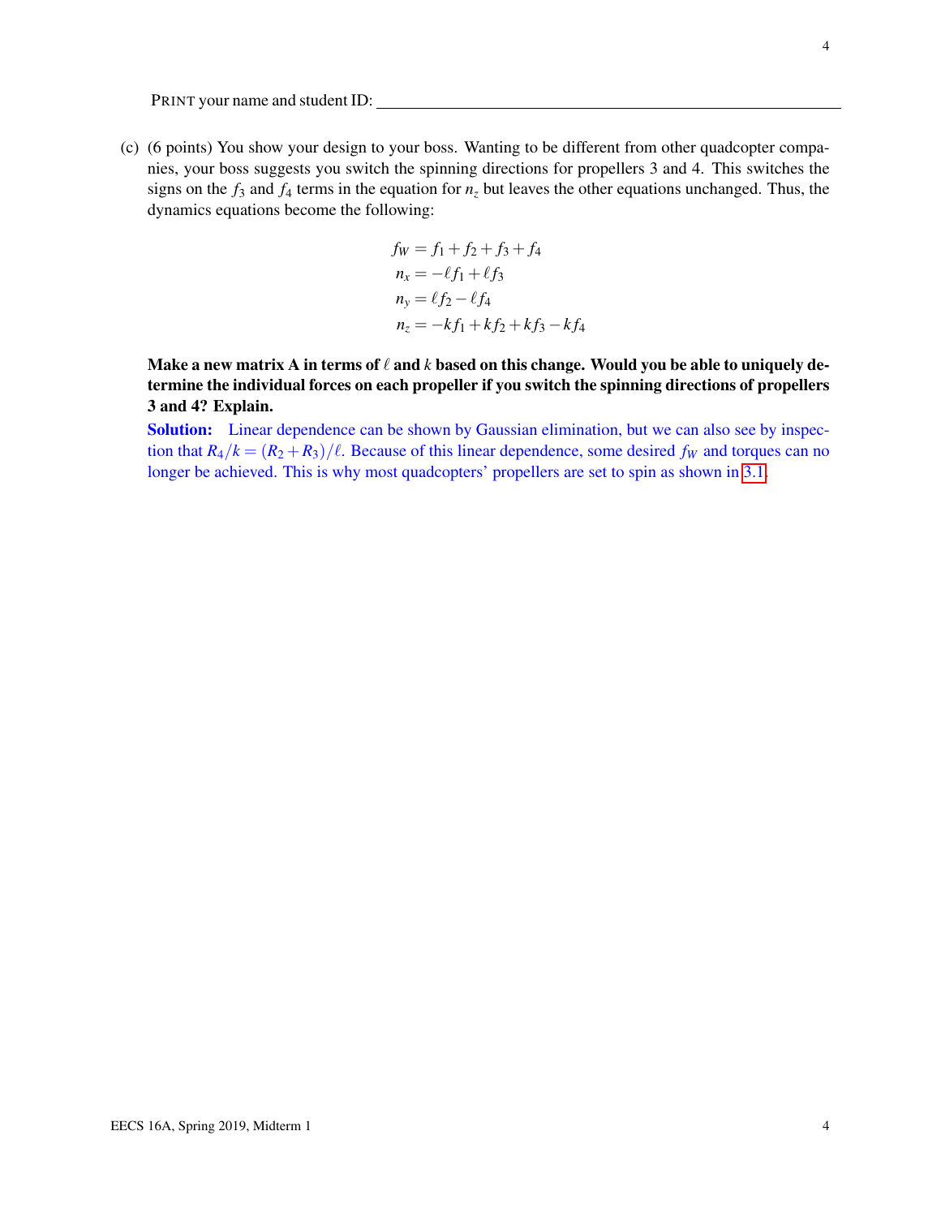PRINT your name and student ID: ____________________

(c) (6 points) You show your design to your boss. Wanting to be different from other quadcopter companies, your boss suggests you switch the spinning directions for propellers 3 and 4. This switches the signs on the $f_3$ and $f_4$ terms in the equation for $n_z$ but leaves the other equations unchanged. Thus, the dynamics equations become the following:

$$
\begin{aligned}
f_W &= f_1 + f_2 + f_3 + f_4 \\
n_x &= -\ell f_1 + \ell f_3 \\
n_y &= \ell f_2 - \ell f_4 \\
n_z &= -k f_1 + k f_2 + k f_3 - k f_4
\end{aligned}
$$

**Make a new matrix A in terms of $\ell$ and $k$ based on this change. Would you be able to uniquely determine the individual forces on each propeller if you switch the spinning directions of propellers 3 and 4? Explain.**

**Solution:** Linear dependence can be shown by Gaussian elimination, but we can also see by inspection that $R_4/k = (R_2 + R_3)/\ell$. Because of this linear dependence, some desired $f_W$ and torques can no longer be achieved. This is why most quadcopters' propellers are set to spin as shown in 3.1.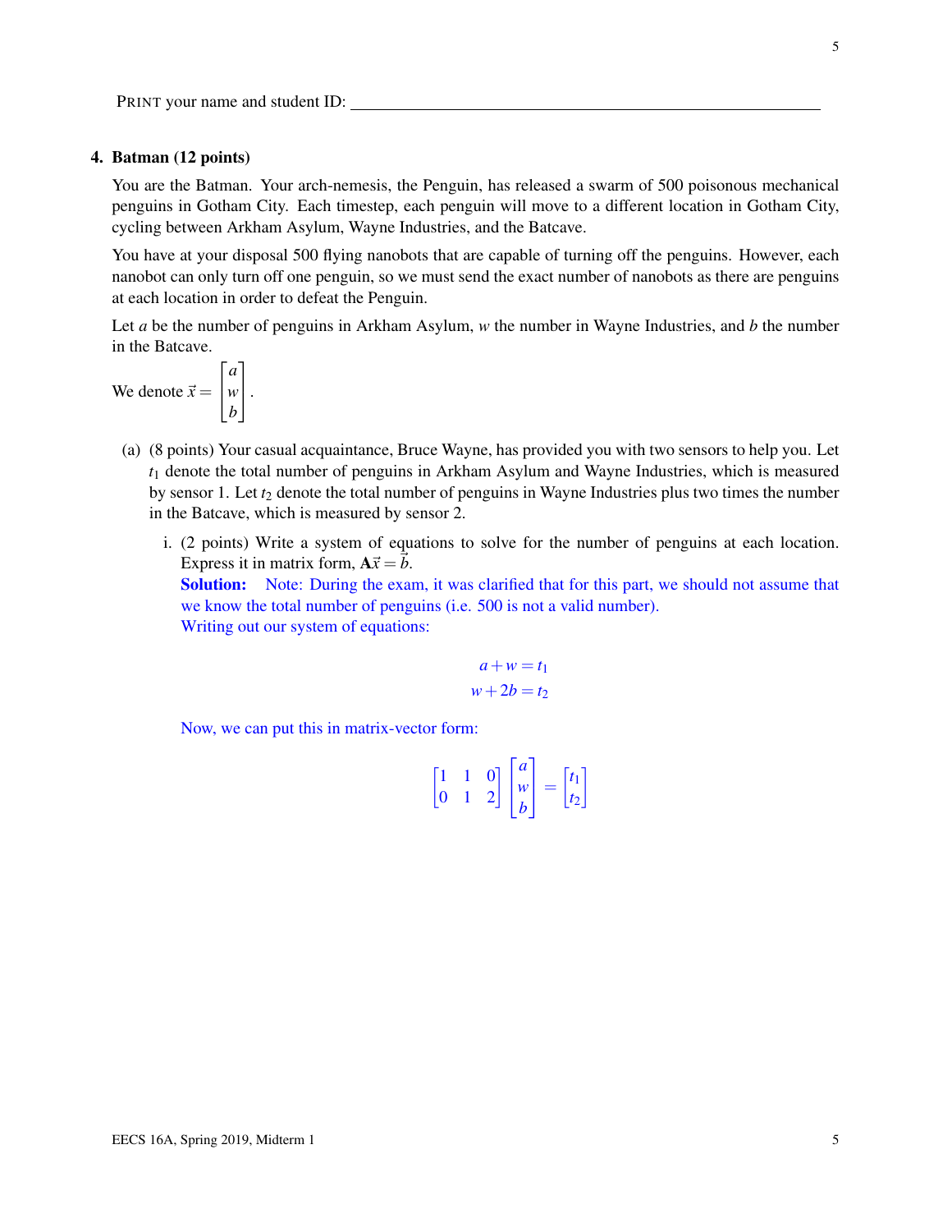PRINT your name and student ID: ____________________

**4. Batman (12 points)**

You are the Batman. Your arch-nemesis, the Penguin, has released a swarm of 500 poisonous mechanical penguins in Gotham City. Each timestep, each penguin will move to a different location in Gotham City, cycling between Arkham Asylum, Wayne Industries, and the Batcave.

You have at your disposal 500 flying nanobots that are capable of turning off the penguins. However, each nanobot can only turn off one penguin, so we must send the exact number of nanobots as there are penguins at each location in order to defeat the Penguin.

Let $a$ be the number of penguins in Arkham Asylum, $w$ the number in Wayne Industries, and $b$ the number in the Batcave.

We denote $\vec{x} = \begin{bmatrix} a \\ w \\ b \end{bmatrix}$.

(a) (8 points) Your casual acquaintance, Bruce Wayne, has provided you with two sensors to help you. Let $t_1$ denote the total number of penguins in Arkham Asylum and Wayne Industries, which is measured by sensor 1. Let $t_2$ denote the total number of penguins in Wayne Industries plus two times the number in the Batcave, which is measured by sensor 2.

i. (2 points) Write a system of equations to solve for the number of penguins at each location. Express it in matrix form, $\mathbf{A}\vec{x} = \vec{b}$.

**Solution:** Note: During the exam, it was clarified that for this part, we should not assume that we know the total number of penguins (i.e. 500 is not a valid number).

Writing out our system of equations:

$$a + w = t_1$$
$$w + 2b = t_2$$

Now, we can put this in matrix-vector form:

$$\begin{bmatrix} 1 & 1 & 0 \\ 0 & 1 & 2 \end{bmatrix} \begin{bmatrix} a \\ w \\ b \end{bmatrix} = \begin{bmatrix} t_1 \\ t_2 \end{bmatrix}$$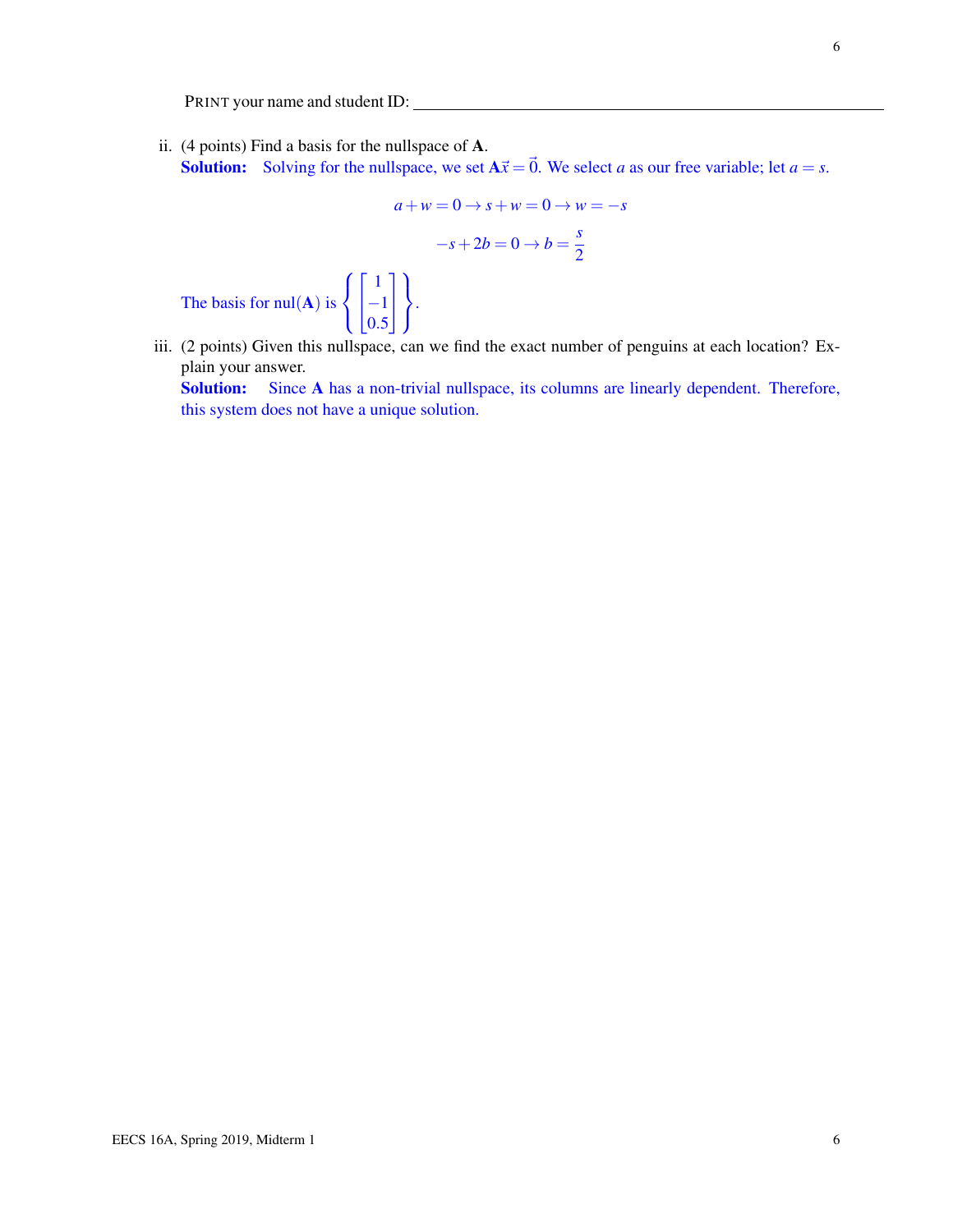PRINT your name and student ID: ______________________________

ii. (4 points) Find a basis for the nullspace of $\mathbf{A}$.

**Solution:** Solving for the nullspace, we set $\mathbf{A}\vec{x} = \vec{0}$. We select $a$ as our free variable; let $a = s$.

$$a + w = 0 \rightarrow s + w = 0 \rightarrow w = -s$$

$$-s + 2b = 0 \rightarrow b = \frac{s}{2}$$

The basis for $\text{nul}(\mathbf{A})$ is $\left\{ \begin{bmatrix} 1 \\ -1 \\ 0.5 \end{bmatrix} \right\}$.

iii. (2 points) Given this nullspace, can we find the exact number of penguins at each location? Explain your answer.

**Solution:** Since $\mathbf{A}$ has a non-trivial nullspace, its columns are linearly dependent. Therefore, this system does not have a unique solution.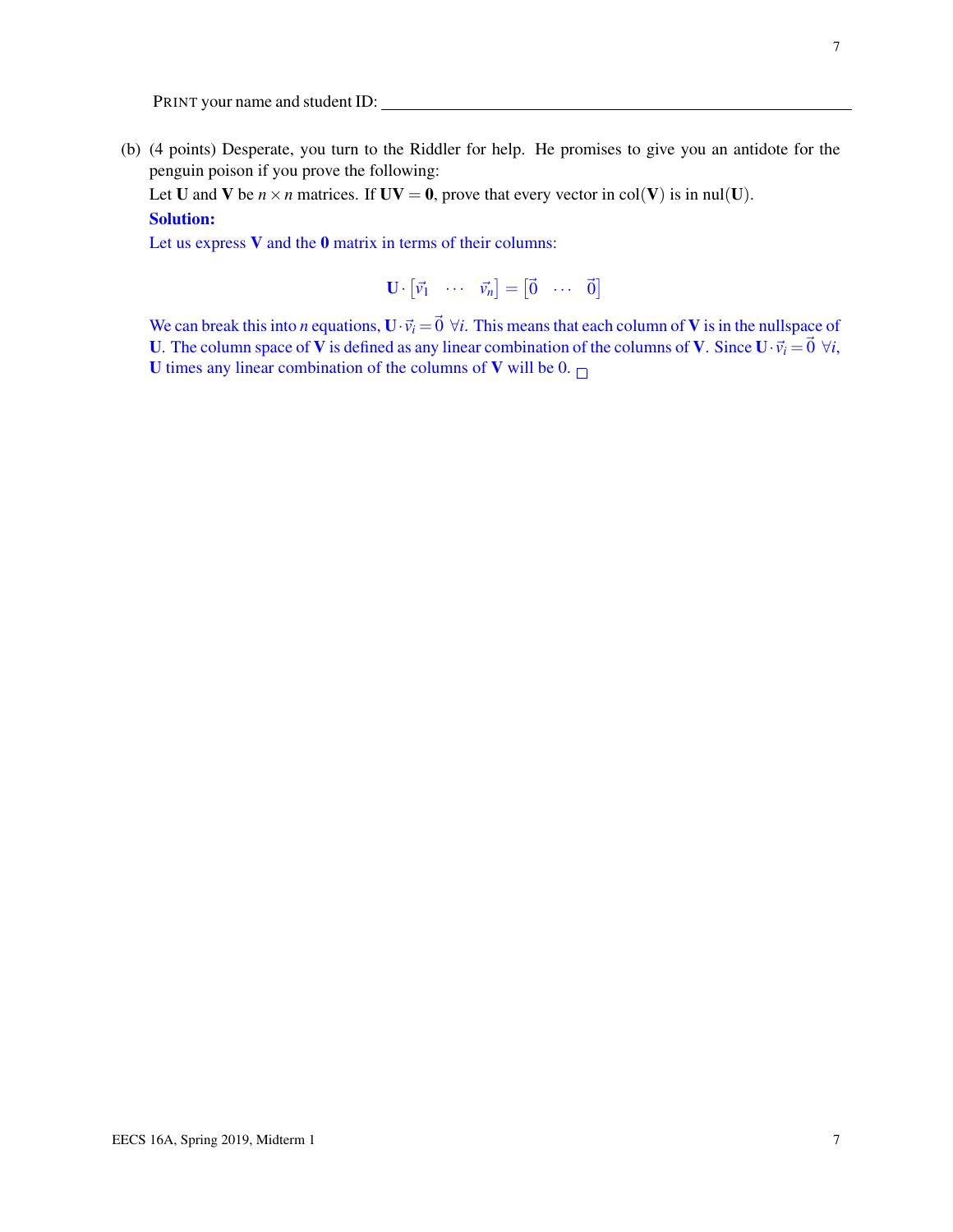PRINT your name and student ID: ______________________________

(b) (4 points) Desperate, you turn to the Riddler for help. He promises to give you an antidote for the penguin poison if you prove the following:

Let $\mathbf{U}$ and $\mathbf{V}$ be $n \times n$ matrices. If $\mathbf{UV} = \mathbf{0}$, prove that every vector in $\text{col}(\mathbf{V})$ is in $\text{nul}(\mathbf{U})$.

**Solution:**

Let us express $\mathbf{V}$ and the $\mathbf{0}$ matrix in terms of their columns:

$$\mathbf{U} \cdot \begin{bmatrix} \vec{v}_1 & \cdots & \vec{v}_n \end{bmatrix} = \begin{bmatrix} \vec{0} & \cdots & \vec{0} \end{bmatrix}$$

We can break this into $n$ equations, $\mathbf{U} \cdot \vec{v}_i = \vec{0} \ \forall i$. This means that each column of $\mathbf{V}$ is in the nullspace of $\mathbf{U}$. The column space of $\mathbf{V}$ is defined as any linear combination of the columns of $\mathbf{V}$. Since $\mathbf{U} \cdot \vec{v}_i = \vec{0} \ \forall i$, $\mathbf{U}$ times any linear combination of the columns of $\mathbf{V}$ will be 0. $\square$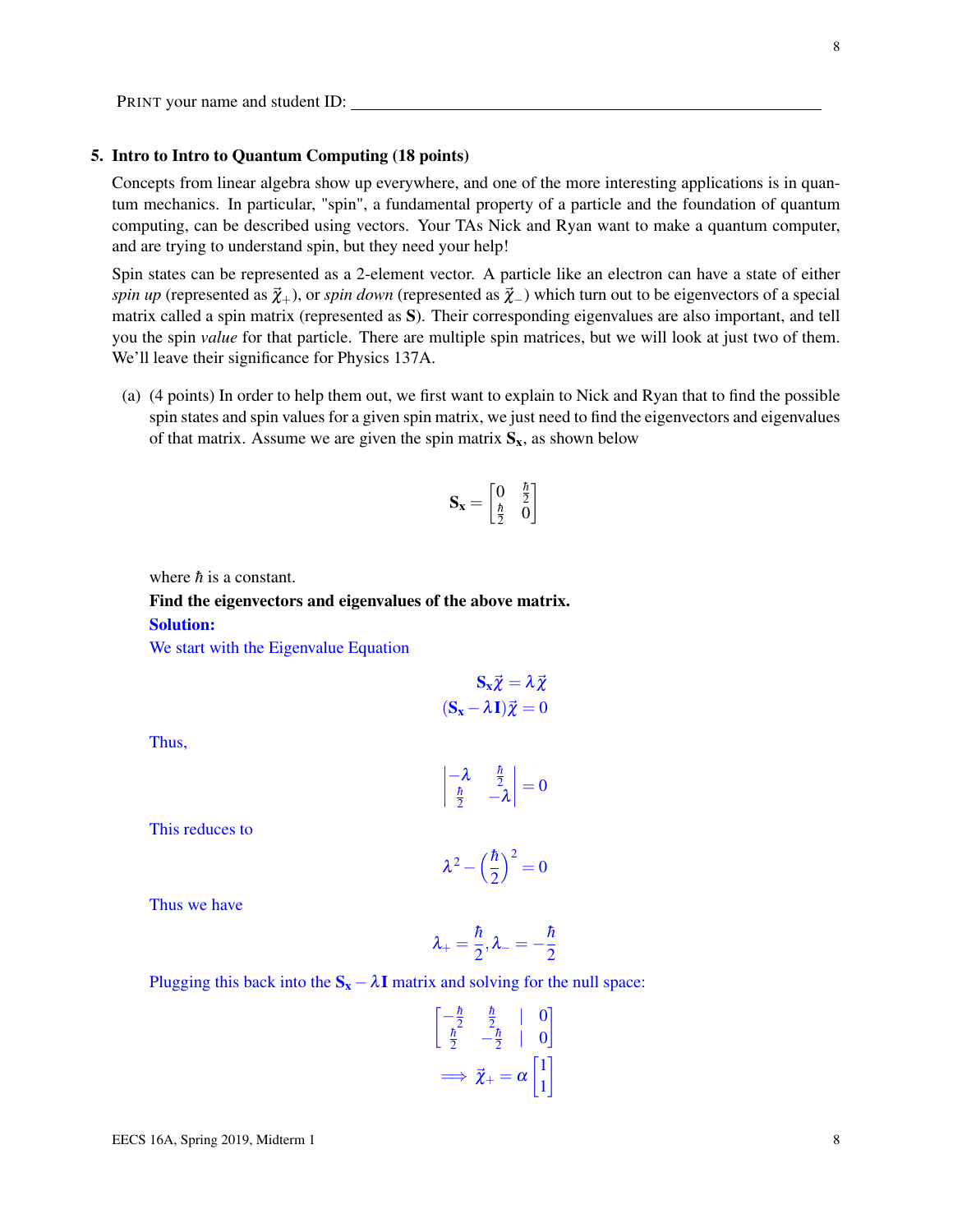PRINT your name and student ID: \_\_\_\_\_\_\_\_\_\_\_\_\_\_\_\_\_\_\_\_\_\_\_\_\_\_\_\_\_\_\_\_\_\_\_\_\_\_\_\_\_\_\_\_

## 5. Intro to Intro to Quantum Computing (18 points)

Concepts from linear algebra show up everywhere, and one of the more interesting applications is in quantum mechanics. In particular, "spin", a fundamental property of a particle and the foundation of quantum computing, can be described using vectors. Your TAs Nick and Ryan want to make a quantum computer, and are trying to understand spin, but they need your help!

Spin states can be represented as a 2-element vector. A particle like an electron can have a state of either *spin up* (represented as $\vec{\chi}_+$), or *spin down* (represented as $\vec{\chi}_-$) which turn out to be eigenvectors of a special matrix called a spin matrix (represented as $\mathbf{S}$). Their corresponding eigenvalues are also important, and tell you the spin *value* for that particle. There are multiple spin matrices, but we will look at just two of them. We'll leave their significance for Physics 137A.

(a) (4 points) In order to help them out, we first want to explain to Nick and Ryan that to find the possible spin states and spin values for a given spin matrix, we just need to find the eigenvectors and eigenvalues of that matrix. Assume we are given the spin matrix $\mathbf{S_x}$, as shown below

$$\mathbf{S_x} = \begin{bmatrix} 0 & \frac{\hbar}{2} \\ \frac{\hbar}{2} & 0 \end{bmatrix}$$

where $\hbar$ is a constant.

**Find the eigenvectors and eigenvalues of the above matrix.**

**Solution:**

We start with the Eigenvalue Equation

$$\mathbf{S_x}\vec{\chi} = \lambda\vec{\chi}$$
$$(\mathbf{S_x} - \lambda\mathbf{I})\vec{\chi} = 0$$

Thus,

$$\begin{vmatrix} -\lambda & \frac{\hbar}{2} \\ \frac{\hbar}{2} & -\lambda \end{vmatrix} = 0$$

This reduces to

$$\lambda^2 - \left(\frac{\hbar}{2}\right)^2 = 0$$

Thus we have

$$\lambda_+ = \frac{\hbar}{2}, \lambda_- = -\frac{\hbar}{2}$$

Plugging this back into the $\mathbf{S_x} - \lambda\mathbf{I}$ matrix and solving for the null space:

$$\left[\begin{array}{cc|c} -\frac{\hbar}{2} & \frac{\hbar}{2} & 0 \\ \frac{\hbar}{2} & -\frac{\hbar}{2} & 0 \end{array}\right]$$
$$\implies \vec{\chi}_+ = \alpha\begin{bmatrix} 1 \\ 1 \end{bmatrix}$$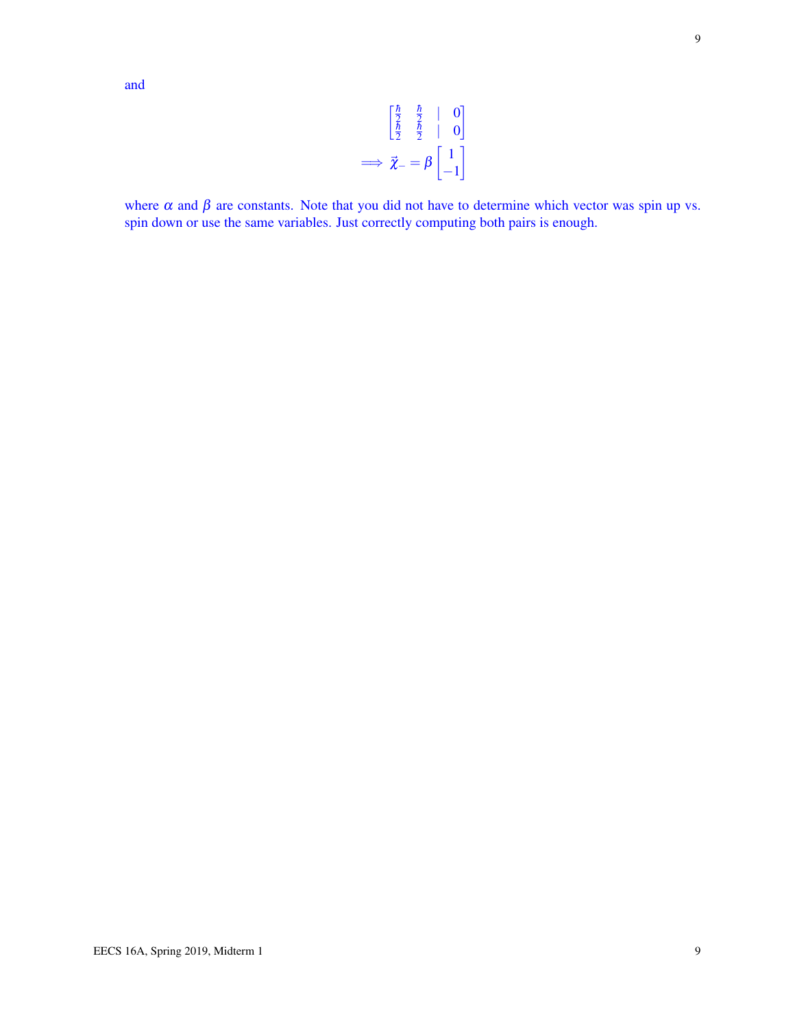and

$$\left[\begin{array}{cc|c} \frac{\hbar}{2} & \frac{\hbar}{2} & 0 \\ \frac{\hbar}{2} & \frac{\hbar}{2} & 0 \end{array}\right]$$
$$\implies \vec{\chi}_{-} = \beta \begin{bmatrix} 1 \\ -1 \end{bmatrix}$$

where $\alpha$ and $\beta$ are constants. Note that you did not have to determine which vector was spin up vs. spin down or use the same variables. Just correctly computing both pairs is enough.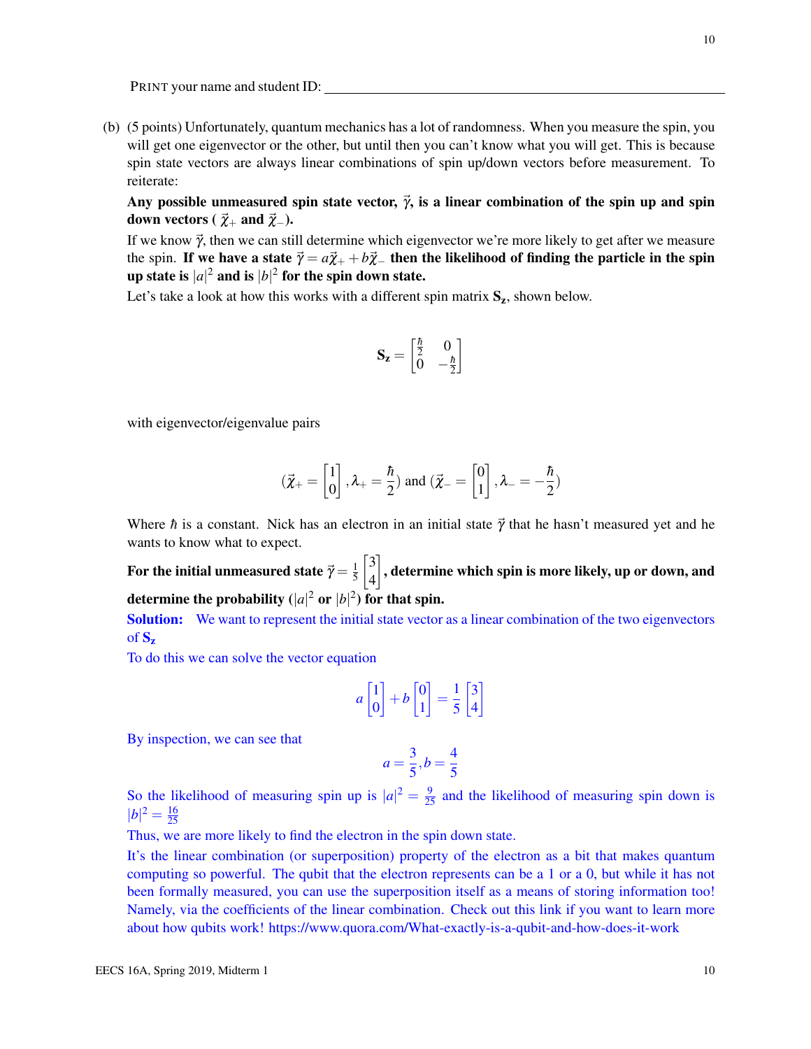PRINT your name and student ID: ______________________________________________

(b) (5 points) Unfortunately, quantum mechanics has a lot of randomness. When you measure the spin, you will get one eigenvector or the other, but until then you can't know what you will get. This is because spin state vectors are always linear combinations of spin up/down vectors before measurement. To reiterate:

**Any possible unmeasured spin state vector, $\vec{\gamma}$, is a linear combination of the spin up and spin down vectors ( $\vec{\chi}_+$ and $\vec{\chi}_-$).**

If we know $\vec{\gamma}$, then we can still determine which eigenvector we're more likely to get after we measure the spin. **If we have a state $\vec{\gamma} = a\vec{\chi}_+ + b\vec{\chi}_-$ then the likelihood of finding the particle in the spin up state is $|a|^2$ and is $|b|^2$ for the spin down state.**

Let's take a look at how this works with a different spin matrix $\mathbf{S_z}$, shown below.

$$\mathbf{S_z} = \begin{bmatrix} \frac{\hbar}{2} & 0 \\ 0 & -\frac{\hbar}{2} \end{bmatrix}$$

with eigenvector/eigenvalue pairs

$$(\vec{\chi}_+ = \begin{bmatrix} 1 \\ 0 \end{bmatrix}, \lambda_+ = \frac{\hbar}{2}) \text{ and } (\vec{\chi}_- = \begin{bmatrix} 0 \\ 1 \end{bmatrix}, \lambda_- = -\frac{\hbar}{2})$$

Where $\hbar$ is a constant. Nick has an electron in an initial state $\vec{\gamma}$ that he hasn't measured yet and he wants to know what to expect.

**For the initial unmeasured state $\vec{\gamma} = \frac{1}{5}\begin{bmatrix} 3 \\ 4 \end{bmatrix}$, determine which spin is more likely, up or down, and determine the probability ($|a|^2$ or $|b|^2$) for that spin.**

**Solution:** We want to represent the initial state vector as a linear combination of the two eigenvectors of $\mathbf{S_z}$

To do this we can solve the vector equation

$$a\begin{bmatrix} 1 \\ 0 \end{bmatrix} + b\begin{bmatrix} 0 \\ 1 \end{bmatrix} = \frac{1}{5}\begin{bmatrix} 3 \\ 4 \end{bmatrix}$$

By inspection, we can see that

$$a = \frac{3}{5}, b = \frac{4}{5}$$

So the likelihood of measuring spin up is $|a|^2 = \frac{9}{25}$ and the likelihood of measuring spin down is $|b|^2 = \frac{16}{25}$

Thus, we are more likely to find the electron in the spin down state.

It's the linear combination (or superposition) property of the electron as a bit that makes quantum computing so powerful. The qubit that the electron represents can be a 1 or a 0, but while it has not been formally measured, you can use the superposition itself as a means of storing information too! Namely, via the coefficients of the linear combination. Check out this link if you want to learn more about how qubits work! https://www.quora.com/What-exactly-is-a-qubit-and-how-does-it-work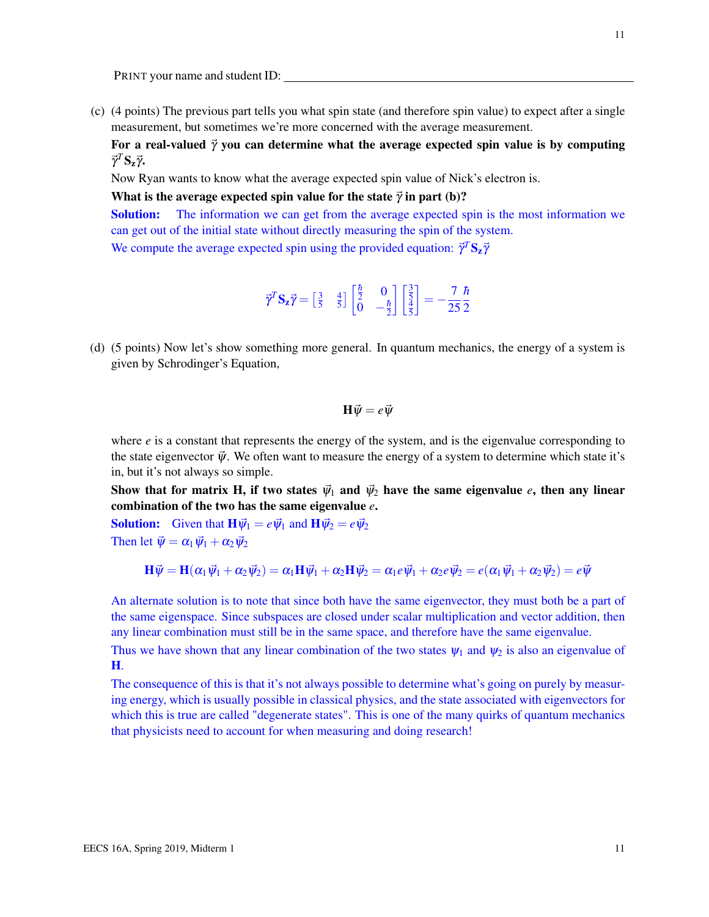PRINT your name and student ID: ________________________________

(c) (4 points) The previous part tells you what spin state (and therefore spin value) to expect after a single measurement, but sometimes we're more concerned with the average measurement.

**For a real-valued $\vec{\gamma}$ you can determine what the average expected spin value is by computing $\vec{\gamma}^T \mathbf{S_z} \vec{\gamma}$.**

Now Ryan wants to know what the average expected spin value of Nick's electron is.

**What is the average expected spin value for the state $\vec{\gamma}$ in part (b)?**

**Solution:** The information we can get from the average expected spin is the most information we can get out of the initial state without directly measuring the spin of the system.

We compute the average expected spin using the provided equation: $\vec{\gamma}^T \mathbf{S_z} \vec{\gamma}$

$$\vec{\gamma}^T \mathbf{S_z} \vec{\gamma} = \begin{bmatrix} \frac{3}{5} & \frac{4}{5} \end{bmatrix} \begin{bmatrix} \frac{\hbar}{2} & 0 \\ 0 & -\frac{\hbar}{2} \end{bmatrix} \begin{bmatrix} \frac{3}{5} \\ \frac{4}{5} \end{bmatrix} = -\frac{7}{25} \frac{\hbar}{2}$$

(d) (5 points) Now let's show something more general. In quantum mechanics, the energy of a system is given by Schrodinger's Equation,

$$\mathbf{H} \vec{\psi} = e \vec{\psi}$$

where $e$ is a constant that represents the energy of the system, and is the eigenvalue corresponding to the state eigenvector $\vec{\psi}$. We often want to measure the energy of a system to determine which state it's in, but it's not always so simple.

**Show that for matrix H, if two states $\vec{\psi}_1$ and $\vec{\psi}_2$ have the same eigenvalue $e$, then any linear combination of the two has the same eigenvalue $e$.**

**Solution:** Given that $\mathbf{H}\vec{\psi}_1 = e\vec{\psi}_1$ and $\mathbf{H}\vec{\psi}_2 = e\vec{\psi}_2$

Then let $\vec{\psi} = \alpha_1 \vec{\psi}_1 + \alpha_2 \vec{\psi}_2$

$$\mathbf{H}\vec{\psi} = \mathbf{H}(\alpha_1 \vec{\psi}_1 + \alpha_2 \vec{\psi}_2) = \alpha_1 \mathbf{H} \vec{\psi}_1 + \alpha_2 \mathbf{H} \vec{\psi}_2 = \alpha_1 e \vec{\psi}_1 + \alpha_2 e \vec{\psi}_2 = e(\alpha_1 \vec{\psi}_1 + \alpha_2 \vec{\psi}_2) = e\vec{\psi}$$

An alternate solution is to note that since both have the same eigenvector, they must both be a part of the same eigenspace. Since subspaces are closed under scalar multiplication and vector addition, then any linear combination must still be in the same space, and therefore have the same eigenvalue.

Thus we have shown that any linear combination of the two states $\psi_1$ and $\psi_2$ is also an eigenvalue of $\mathbf{H}$.

The consequence of this is that it's not always possible to determine what's going on purely by measuring energy, which is usually possible in classical physics, and the state associated with eigenvectors for which this is true are called "degenerate states". This is one of the many quirks of quantum mechanics that physicists need to account for when measuring and doing research!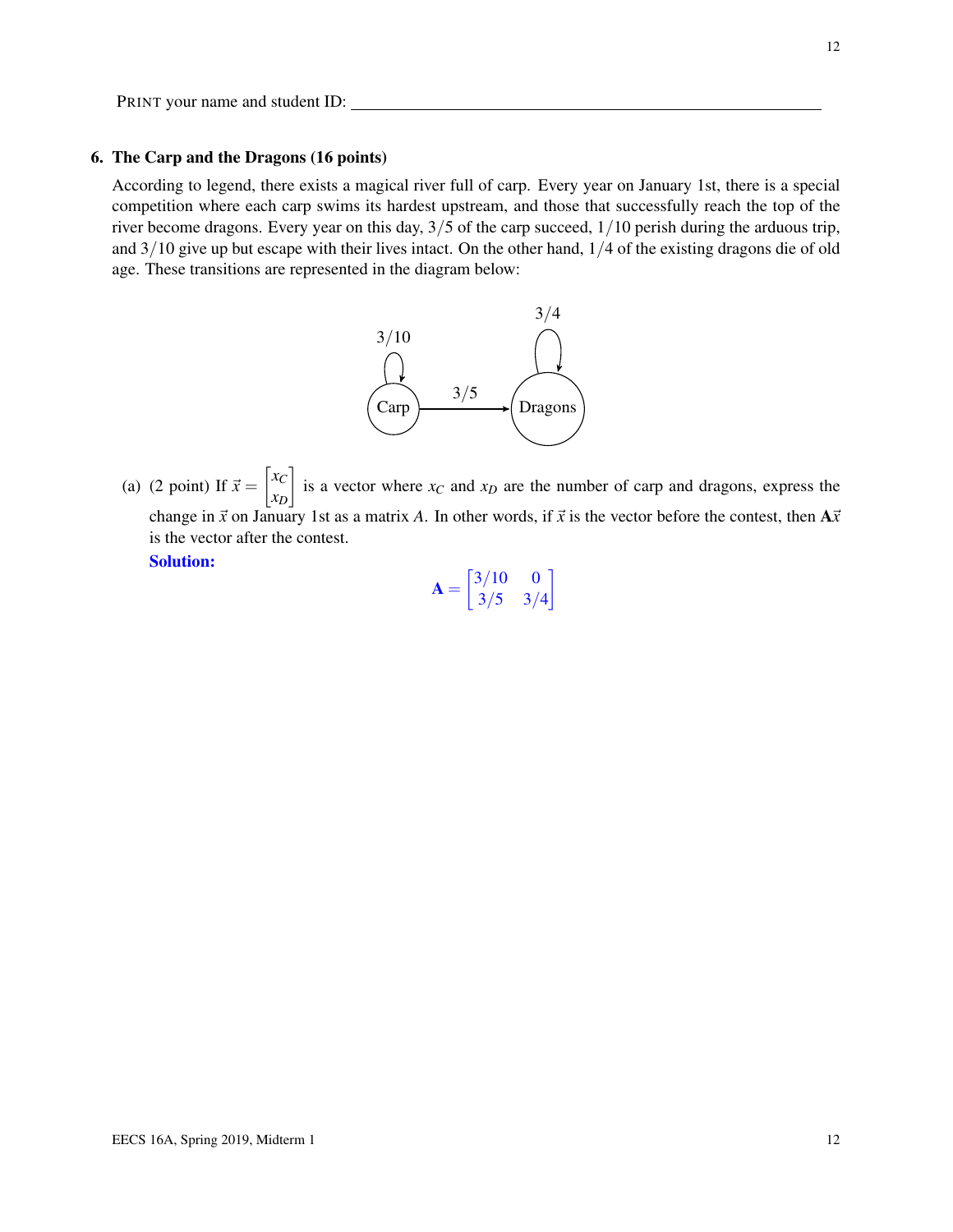PRINT your name and student ID: ______________________________

**6. The Carp and the Dragons (16 points)**

According to legend, there exists a magical river full of carp. Every year on January 1st, there is a special competition where each carp swims its hardest upstream, and those that successfully reach the top of the river become dragons. Every year on this day, $3/5$ of the carp succeed, $1/10$ perish during the arduous trip, and $3/10$ give up but escape with their lives intact. On the other hand, $1/4$ of the existing dragons die of old age. These transitions are represented in the diagram below:

(a) (2 point) If $\vec{x} = \begin{bmatrix} x_C \\ x_D \end{bmatrix}$ is a vector where $x_C$ and $x_D$ are the number of carp and dragons, express the change in $\vec{x}$ on January 1st as a matrix $A$. In other words, if $\vec{x}$ is the vector before the contest, then $\mathbf{A}\vec{x}$ is the vector after the contest.

**Solution:**

$$\mathbf{A} = \begin{bmatrix} 3/10 & 0 \\ 3/5 & 3/4 \end{bmatrix}$$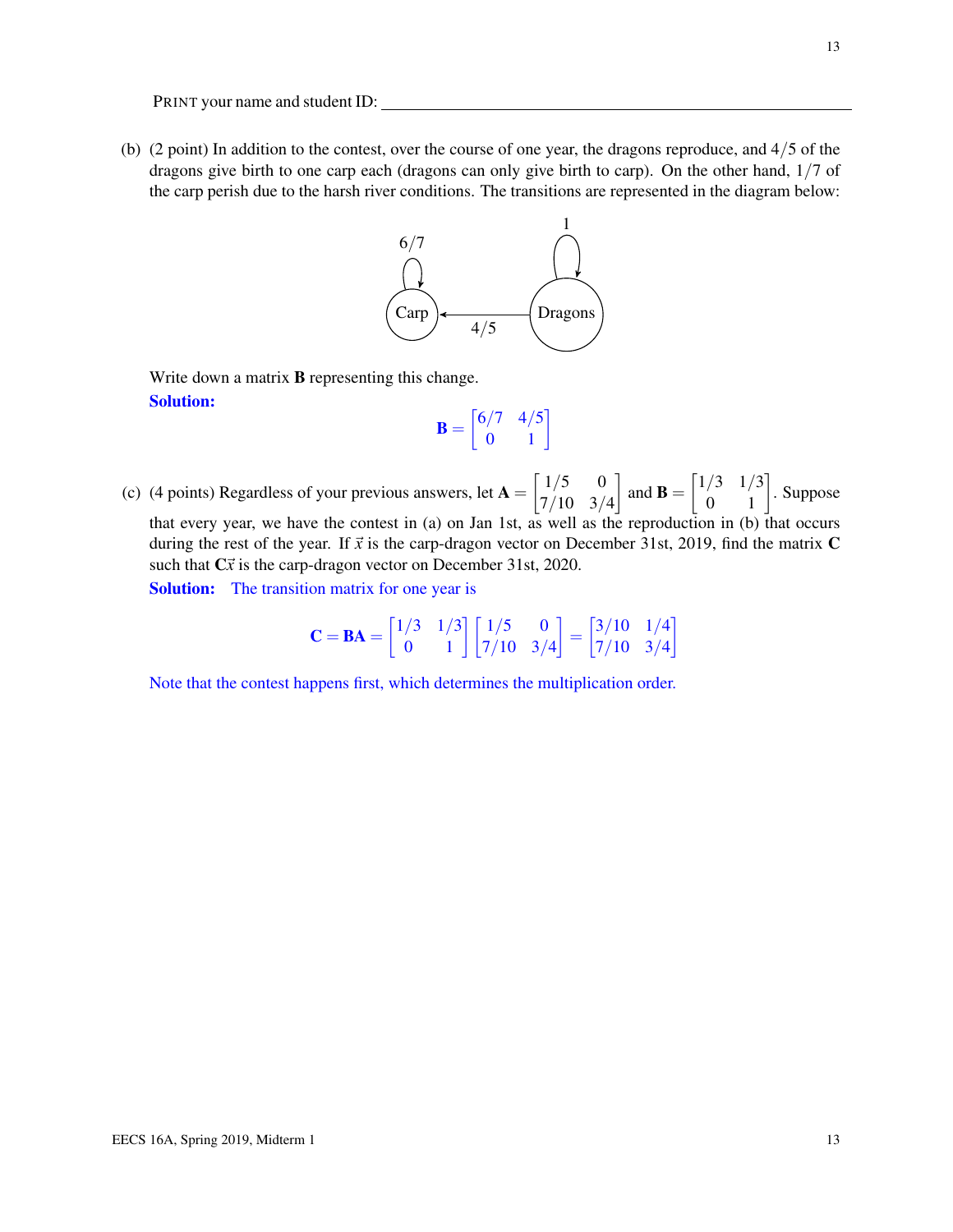PRINT your name and student ID: ______________________________

(b) (2 point) In addition to the contest, over the course of one year, the dragons reproduce, and $4/5$ of the dragons give birth to one carp each (dragons can only give birth to carp). On the other hand, $1/7$ of the carp perish due to the harsh river conditions. The transitions are represented in the diagram below:

Write down a matrix $\mathbf{B}$ representing this change.

**Solution:**

$$\mathbf{B} = \begin{bmatrix} 6/7 & 4/5 \\ 0 & 1 \end{bmatrix}$$

(c) (4 points) Regardless of your previous answers, let $\mathbf{A} = \begin{bmatrix} 1/5 & 0 \\ 7/10 & 3/4 \end{bmatrix}$ and $\mathbf{B} = \begin{bmatrix} 1/3 & 1/3 \\ 0 & 1 \end{bmatrix}$. Suppose that every year, we have the contest in (a) on Jan 1st, as well as the reproduction in (b) that occurs during the rest of the year. If $\vec{x}$ is the carp-dragon vector on December 31st, 2019, find the matrix $\mathbf{C}$ such that $\mathbf{C}\vec{x}$ is the carp-dragon vector on December 31st, 2020.

**Solution:** The transition matrix for one year is

$$\mathbf{C} = \mathbf{BA} = \begin{bmatrix} 1/3 & 1/3 \\ 0 & 1 \end{bmatrix} \begin{bmatrix} 1/5 & 0 \\ 7/10 & 3/4 \end{bmatrix} = \begin{bmatrix} 3/10 & 1/4 \\ 7/10 & 3/4 \end{bmatrix}$$

Note that the contest happens first, which determines the multiplication order.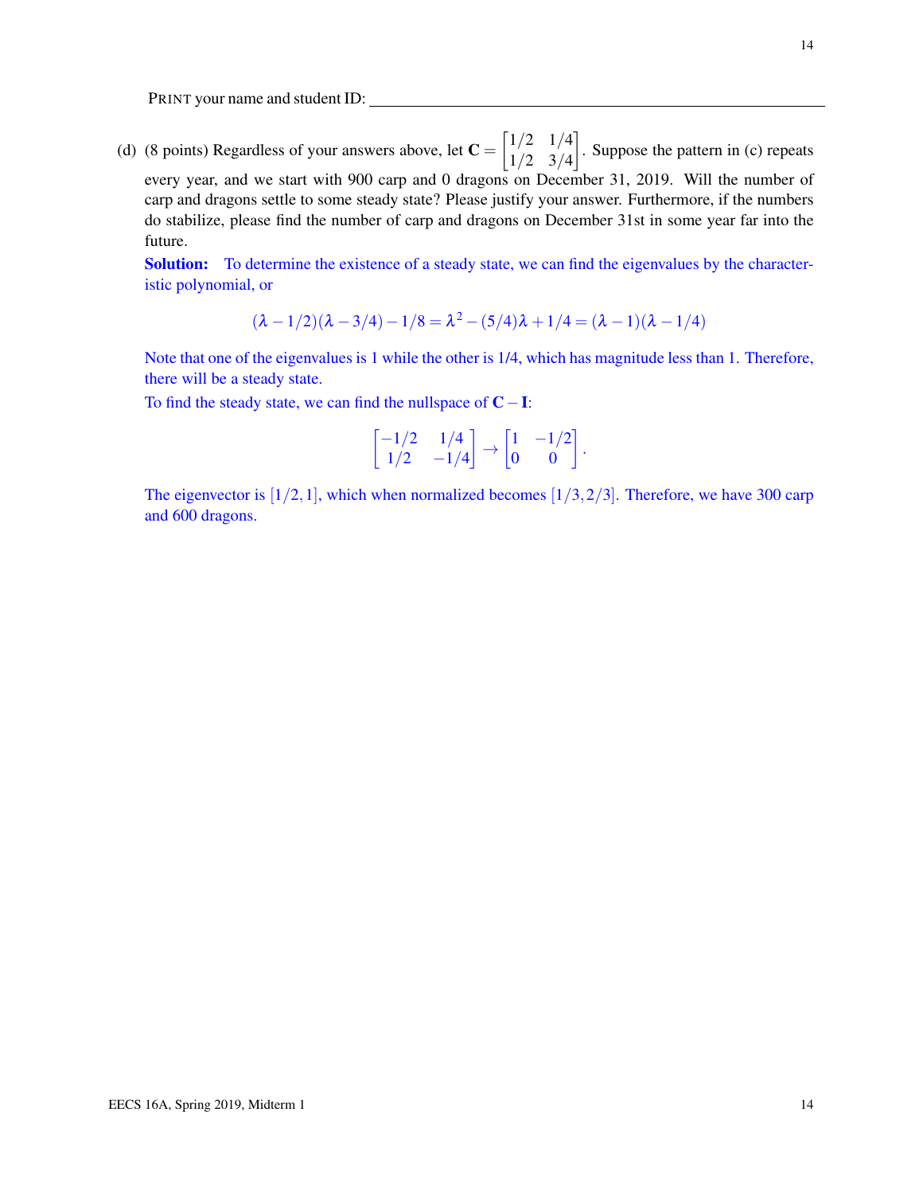PRINT your name and student ID: \_\_\_\_\_\_\_\_\_\_\_\_\_\_\_\_\_\_\_\_\_\_\_\_\_\_\_\_\_\_\_\_

(d) (8 points) Regardless of your answers above, let $\mathbf{C} = \begin{bmatrix} 1/2 & 1/4 \\ 1/2 & 3/4 \end{bmatrix}$. Suppose the pattern in (c) repeats every year, and we start with 900 carp and 0 dragons on December 31, 2019. Will the number of carp and dragons settle to some steady state? Please justify your answer. Furthermore, if the numbers do stabilize, please find the number of carp and dragons on December 31st in some year far into the future.

**Solution:** To determine the existence of a steady state, we can find the eigenvalues by the characteristic polynomial, or

$$(\lambda - 1/2)(\lambda - 3/4) - 1/8 = \lambda^2 - (5/4)\lambda + 1/4 = (\lambda - 1)(\lambda - 1/4)$$

Note that one of the eigenvalues is 1 while the other is 1/4, which has magnitude less than 1. Therefore, there will be a steady state.

To find the steady state, we can find the nullspace of $\mathbf{C} - \mathbf{I}$:

$$\begin{bmatrix} -1/2 & 1/4 \\ 1/2 & -1/4 \end{bmatrix} \rightarrow \begin{bmatrix} 1 & -1/2 \\ 0 & 0 \end{bmatrix}.$$

The eigenvector is $[1/2, 1]$, which when normalized becomes $[1/3, 2/3]$. Therefore, we have 300 carp and 600 dragons.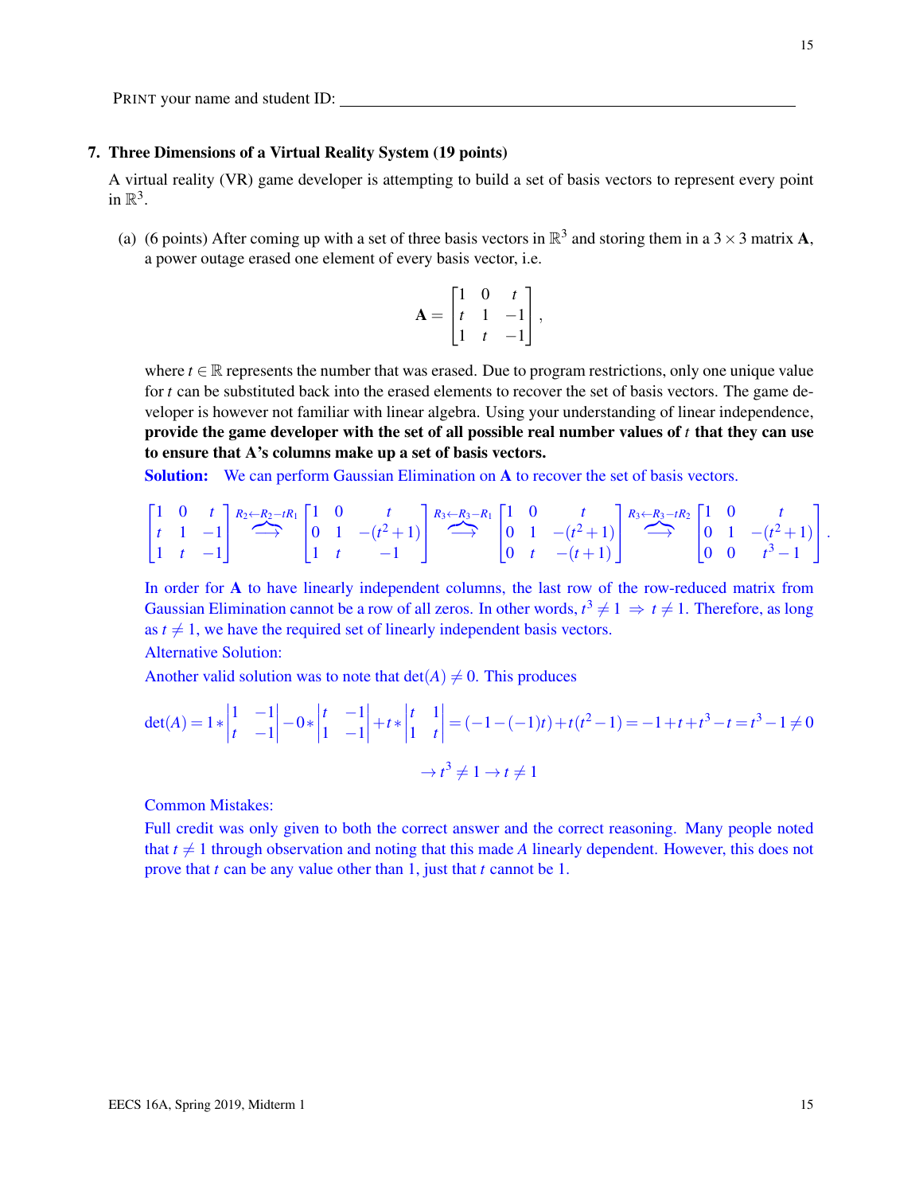PRINT your name and student ID: ____________________________________________

## 7. Three Dimensions of a Virtual Reality System (19 points)

A virtual reality (VR) game developer is attempting to build a set of basis vectors to represent every point in $\mathbb{R}^3$.

(a) (6 points) After coming up with a set of three basis vectors in $\mathbb{R}^3$ and storing them in a $3 \times 3$ matrix $\mathbf{A}$, a power outage erased one element of every basis vector, i.e.

$$\mathbf{A} = \begin{bmatrix} 1 & 0 & t \\ t & 1 & -1 \\ 1 & t & -1 \end{bmatrix},$$

where $t \in \mathbb{R}$ represents the number that was erased. Due to program restrictions, only one unique value for $t$ can be substituted back into the erased elements to recover the set of basis vectors. The game developer is however not familiar with linear algebra. Using your understanding of linear independence, **provide the game developer with the set of all possible real number values of $t$ that they can use to ensure that A's columns make up a set of basis vectors.**

**Solution:** We can perform Gaussian Elimination on $\mathbf{A}$ to recover the set of basis vectors.

$$\begin{bmatrix} 1 & 0 & t \\ t & 1 & -1 \\ 1 & t & -1 \end{bmatrix} \overset{R_2 \leftarrow R_2 - tR_1}{\Longrightarrow} \begin{bmatrix} 1 & 0 & t \\ 0 & 1 & -(t^2+1) \\ 1 & t & -1 \end{bmatrix} \overset{R_3 \leftarrow R_3 - R_1}{\Longrightarrow} \begin{bmatrix} 1 & 0 & t \\ 0 & 1 & -(t^2+1) \\ 0 & t & -(t+1) \end{bmatrix} \overset{R_3 \leftarrow R_3 - tR_2}{\Longrightarrow} \begin{bmatrix} 1 & 0 & t \\ 0 & 1 & -(t^2+1) \\ 0 & 0 & t^3-1 \end{bmatrix}.$$

In order for $\mathbf{A}$ to have linearly independent columns, the last row of the row-reduced matrix from Gaussian Elimination cannot be a row of all zeros. In other words, $t^3 \neq 1 \Rightarrow t \neq 1$. Therefore, as long as $t \neq 1$, we have the required set of linearly independent basis vectors.

Alternative Solution:

Another valid solution was to note that $\det(A) \neq 0$. This produces

$$\det(A) = 1 * \begin{vmatrix} 1 & -1 \\ t & -1 \end{vmatrix} - 0 * \begin{vmatrix} t & -1 \\ 1 & -1 \end{vmatrix} + t * \begin{vmatrix} t & 1 \\ 1 & t \end{vmatrix} = (-1 - (-1)t) + t(t^2 - 1) = -1 + t + t^3 - t = t^3 - 1 \neq 0$$

$$\rightarrow t^3 \neq 1 \rightarrow t \neq 1$$

Common Mistakes:

Full credit was only given to both the correct answer and the correct reasoning. Many people noted that $t \neq 1$ through observation and noting that this made $A$ linearly dependent. However, this does not prove that $t$ can be any value other than 1, just that $t$ cannot be 1.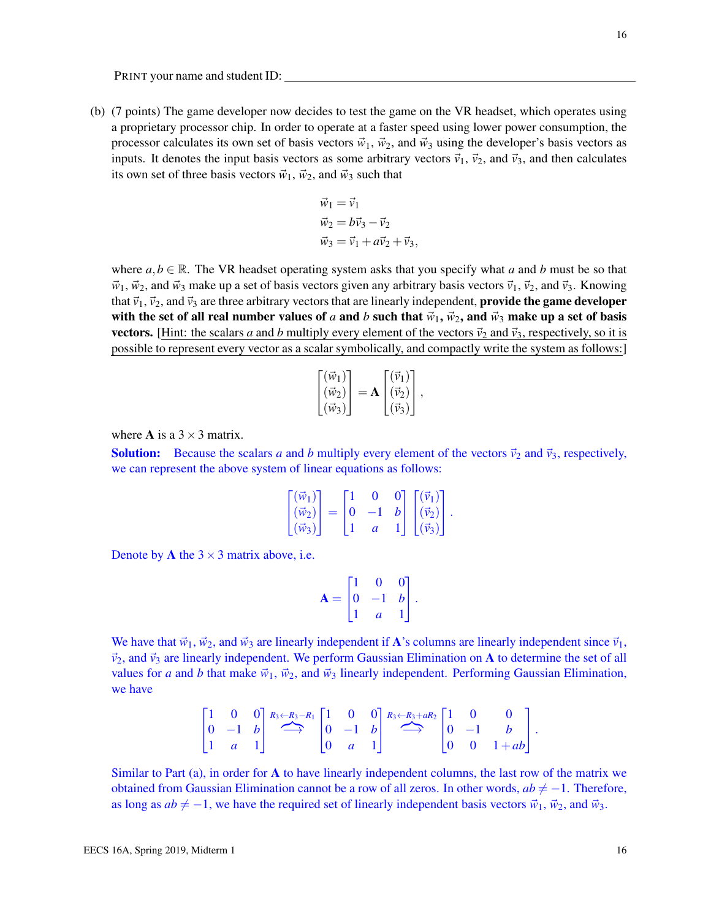PRINT your name and student ID: ____________________________________________

(b) (7 points) The game developer now decides to test the game on the VR headset, which operates using a proprietary processor chip. In order to operate at a faster speed using lower power consumption, the processor calculates its own set of basis vectors $\vec{w}_1$, $\vec{w}_2$, and $\vec{w}_3$ using the developer's basis vectors as inputs. It denotes the input basis vectors as some arbitrary vectors $\vec{v}_1$, $\vec{v}_2$, and $\vec{v}_3$, and then calculates its own set of three basis vectors $\vec{w}_1$, $\vec{w}_2$, and $\vec{w}_3$ such that

$$\vec{w}_1 = \vec{v}_1$$
$$\vec{w}_2 = b\vec{v}_3 - \vec{v}_2$$
$$\vec{w}_3 = \vec{v}_1 + a\vec{v}_2 + \vec{v}_3,$$

where $a, b \in \mathbb{R}$. The VR headset operating system asks that you specify what $a$ and $b$ must be so that $\vec{w}_1$, $\vec{w}_2$, and $\vec{w}_3$ make up a set of basis vectors given any arbitrary basis vectors $\vec{v}_1$, $\vec{v}_2$, and $\vec{v}_3$. Knowing that $\vec{v}_1$, $\vec{v}_2$, and $\vec{v}_3$ are three arbitrary vectors that are linearly independent, **provide the game developer with the set of all real number values of $a$ and $b$ such that $\vec{w}_1$, $\vec{w}_2$, and $\vec{w}_3$ make up a set of basis vectors.** [Hint: the scalars $a$ and $b$ multiply every element of the vectors $\vec{v}_2$ and $\vec{v}_3$, respectively, so it is possible to represent every vector as a scalar symbolically, and compactly write the system as follows:]

$$\begin{bmatrix} (\vec{w}_1) \\ (\vec{w}_2) \\ (\vec{w}_3) \end{bmatrix} = \mathbf{A} \begin{bmatrix} (\vec{v}_1) \\ (\vec{v}_2) \\ (\vec{v}_3) \end{bmatrix},$$

where $\mathbf{A}$ is a $3 \times 3$ matrix.

**Solution:** Because the scalars $a$ and $b$ multiply every element of the vectors $\vec{v}_2$ and $\vec{v}_3$, respectively, we can represent the above system of linear equations as follows:

$$\begin{bmatrix} (\vec{w}_1) \\ (\vec{w}_2) \\ (\vec{w}_3) \end{bmatrix} = \begin{bmatrix} 1 & 0 & 0 \\ 0 & -1 & b \\ 1 & a & 1 \end{bmatrix} \begin{bmatrix} (\vec{v}_1) \\ (\vec{v}_2) \\ (\vec{v}_3) \end{bmatrix}.$$

Denote by $\mathbf{A}$ the $3 \times 3$ matrix above, i.e.

$$\mathbf{A} = \begin{bmatrix} 1 & 0 & 0 \\ 0 & -1 & b \\ 1 & a & 1 \end{bmatrix}.$$

We have that $\vec{w}_1$, $\vec{w}_2$, and $\vec{w}_3$ are linearly independent if $\mathbf{A}$'s columns are linearly independent since $\vec{v}_1$, $\vec{v}_2$, and $\vec{v}_3$ are linearly independent. We perform Gaussian Elimination on $\mathbf{A}$ to determine the set of all values for $a$ and $b$ that make $\vec{w}_1$, $\vec{w}_2$, and $\vec{w}_3$ linearly independent. Performing Gaussian Elimination, we have

$$\begin{bmatrix} 1 & 0 & 0 \\ 0 & -1 & b \\ 1 & a & 1 \end{bmatrix} \xrightarrow{R_3 \leftarrow R_3 - R_1} \begin{bmatrix} 1 & 0 & 0 \\ 0 & -1 & b \\ 0 & a & 1 \end{bmatrix} \xrightarrow{R_3 \leftarrow R_3 + aR_2} \begin{bmatrix} 1 & 0 & 0 \\ 0 & -1 & b \\ 0 & 0 & 1+ab \end{bmatrix}.$$

Similar to Part (a), in order for $\mathbf{A}$ to have linearly independent columns, the last row of the matrix we obtained from Gaussian Elimination cannot be a row of all zeros. In other words, $ab \neq -1$. Therefore, as long as $ab \neq -1$, we have the required set of linearly independent basis vectors $\vec{w}_1$, $\vec{w}_2$, and $\vec{w}_3$.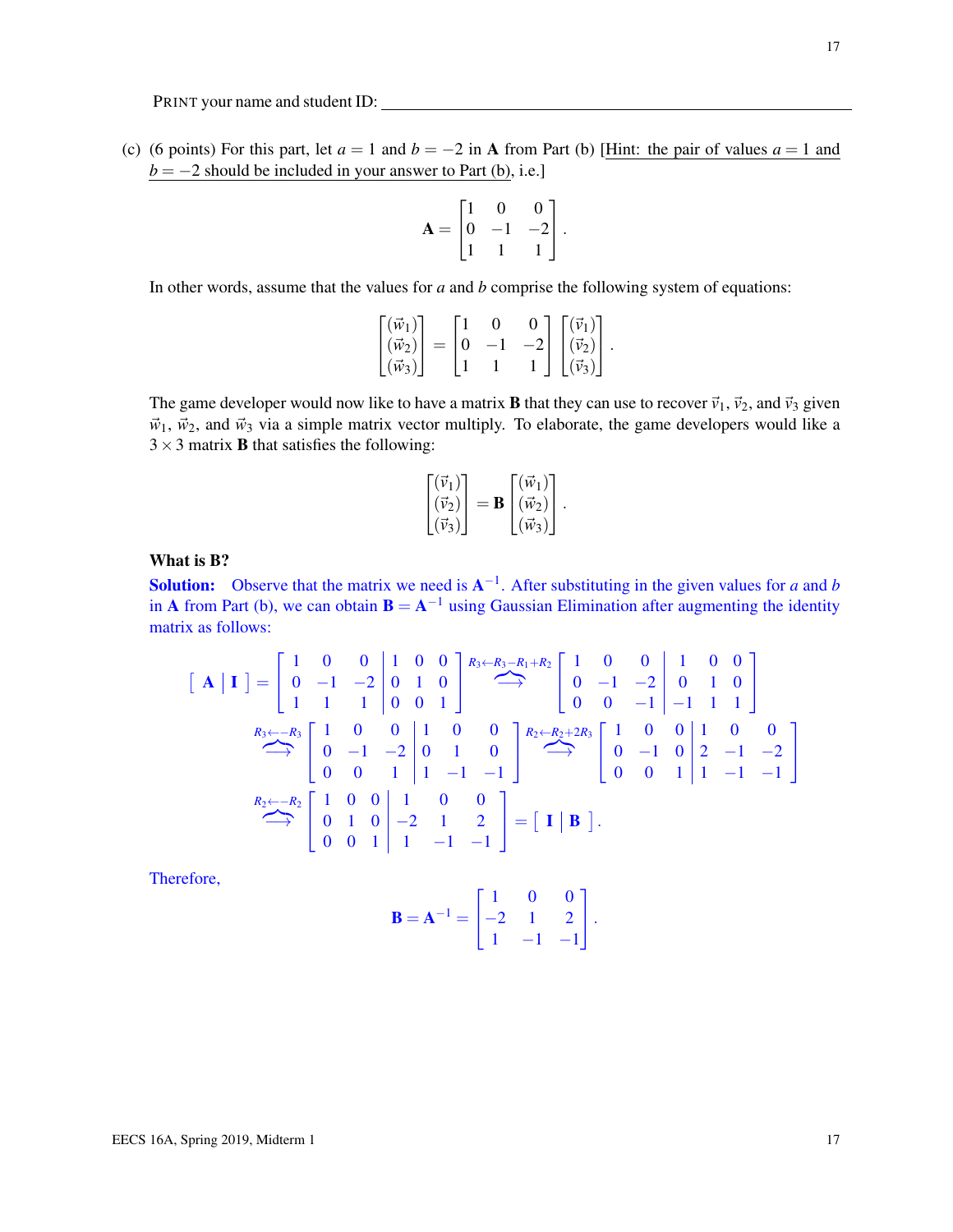PRINT your name and student ID: \_\_\_\_\_\_\_\_\_\_\_\_\_\_\_\_\_\_\_\_\_\_\_\_\_\_\_\_\_\_\_\_\_\_\_\_\_\_\_\_\_\_\_\_\_\_\_\_\_\_\_\_\_\_

(c) (6 points) For this part, let $a = 1$ and $b = -2$ in $\mathbf{A}$ from Part (b) [Hint: the pair of values $a = 1$ and $b = -2$ should be included in your answer to Part (b), i.e.]

$$\mathbf{A} = \begin{bmatrix} 1 & 0 & 0 \\ 0 & -1 & -2 \\ 1 & 1 & 1 \end{bmatrix}.$$

In other words, assume that the values for $a$ and $b$ comprise the following system of equations:

$$\begin{bmatrix} (\vec{w}_1) \\ (\vec{w}_2) \\ (\vec{w}_3) \end{bmatrix} = \begin{bmatrix} 1 & 0 & 0 \\ 0 & -1 & -2 \\ 1 & 1 & 1 \end{bmatrix} \begin{bmatrix} (\vec{v}_1) \\ (\vec{v}_2) \\ (\vec{v}_3) \end{bmatrix}.$$

The game developer would now like to have a matrix $\mathbf{B}$ that they can use to recover $\vec{v}_1$, $\vec{v}_2$, and $\vec{v}_3$ given $\vec{w}_1$, $\vec{w}_2$, and $\vec{w}_3$ via a simple matrix vector multiply. To elaborate, the game developers would like a $3 \times 3$ matrix $\mathbf{B}$ that satisfies the following:

$$\begin{bmatrix} (\vec{v}_1) \\ (\vec{v}_2) \\ (\vec{v}_3) \end{bmatrix} = \mathbf{B} \begin{bmatrix} (\vec{w}_1) \\ (\vec{w}_2) \\ (\vec{w}_3) \end{bmatrix}.$$

**What is B?**

**Solution:** Observe that the matrix we need is $\mathbf{A}^{-1}$. After substituting in the given values for $a$ and $b$ in $\mathbf{A}$ from Part (b), we can obtain $\mathbf{B} = \mathbf{A}^{-1}$ using Gaussian Elimination after augmenting the identity matrix as follows:

$$\left[\ \mathbf{A} \mid \mathbf{I}\ \right] = \left[\begin{array}{ccc|ccc} 1 & 0 & 0 & 1 & 0 & 0 \\ 0 & -1 & -2 & 0 & 1 & 0 \\ 1 & 1 & 1 & 0 & 0 & 1 \end{array}\right] \overset{R_3 \leftarrow R_3 - R_1 + R_2}{\Longrightarrow} \left[\begin{array}{ccc|ccc} 1 & 0 & 0 & 1 & 0 & 0 \\ 0 & -1 & -2 & 0 & 1 & 0 \\ 0 & 0 & -1 & -1 & 1 & 1 \end{array}\right]$$

$$\overset{R_3 \leftarrow -R_3}{\Longrightarrow} \left[\begin{array}{ccc|ccc} 1 & 0 & 0 & 1 & 0 & 0 \\ 0 & -1 & -2 & 0 & 1 & 0 \\ 0 & 0 & 1 & 1 & -1 & -1 \end{array}\right] \overset{R_2 \leftarrow R_2 + 2R_3}{\Longrightarrow} \left[\begin{array}{ccc|ccc} 1 & 0 & 0 & 1 & 0 & 0 \\ 0 & -1 & 0 & 2 & -1 & -2 \\ 0 & 0 & 1 & 1 & -1 & -1 \end{array}\right]$$

$$\overset{R_2 \leftarrow -R_2}{\Longrightarrow} \left[\begin{array}{ccc|ccc} 1 & 0 & 0 & 1 & 0 & 0 \\ 0 & 1 & 0 & -2 & 1 & 2 \\ 0 & 0 & 1 & 1 & -1 & -1 \end{array}\right] = \left[\ \mathbf{I} \mid \mathbf{B}\ \right].$$

Therefore,

$$\mathbf{B} = \mathbf{A}^{-1} = \begin{bmatrix} 1 & 0 & 0 \\ -2 & 1 & 2 \\ 1 & -1 & -1 \end{bmatrix}.$$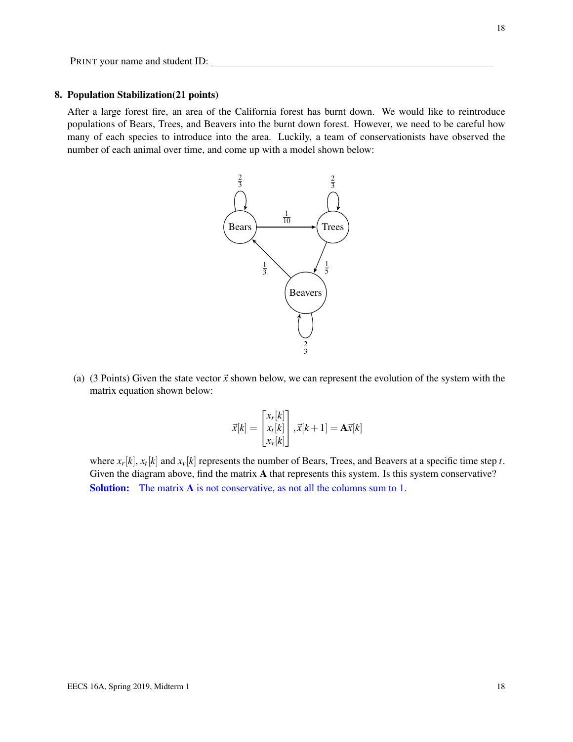PRINT your name and student ID: ____________________________________________

**8. Population Stabilization(21 points)**

After a large forest fire, an area of the California forest has burnt down. We would like to reintroduce populations of Bears, Trees, and Beavers into the burnt down forest. However, we need to be careful how many of each species to introduce into the area. Luckily, a team of conservationists have observed the number of each animal over time, and come up with a model shown below:

(a) (3 Points) Given the state vector $\vec{x}$ shown below, we can represent the evolution of the system with the matrix equation shown below:

$$\vec{x}[k] = \begin{bmatrix} x_r[k] \\ x_t[k] \\ x_v[k] \end{bmatrix}, \vec{x}[k+1] = \mathbf{A}\vec{x}[k]$$

where $x_r[k]$, $x_t[k]$ and $x_v[k]$ represents the number of Bears, Trees, and Beavers at a specific time step $t$. Given the diagram above, find the matrix $\mathbf{A}$ that represents this system. Is this system conservative?

**Solution:** The matrix $\mathbf{A}$ is not conservative, as not all the columns sum to 1.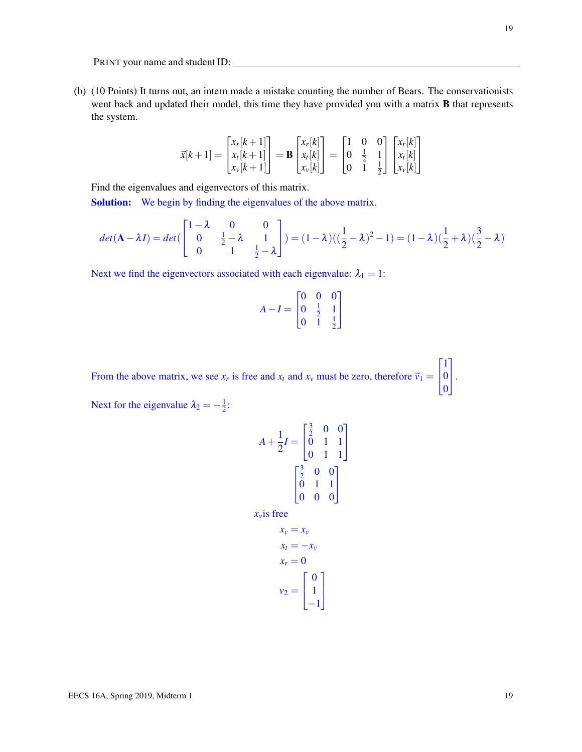PRINT your name and student ID: ______________________________

(b) (10 Points) It turns out, an intern made a mistake counting the number of Bears. The conservationists went back and updated their model, this time they have provided you with a matrix **B** that represents the system.

$$\vec{x}[k+1] = \begin{bmatrix} x_r[k+1] \\ x_t[k+1] \\ x_v[k+1] \end{bmatrix} = \mathbf{B} \begin{bmatrix} x_r[k] \\ x_t[k] \\ x_v[k] \end{bmatrix} = \begin{bmatrix} 1 & 0 & 0 \\ 0 & \frac{1}{2} & 1 \\ 0 & 1 & \frac{1}{2} \end{bmatrix} \begin{bmatrix} x_r[k] \\ x_t[k] \\ x_v[k] \end{bmatrix}$$

Find the eigenvalues and eigenvectors of this matrix.

**Solution:** We begin by finding the eigenvalues of the above matrix.

$$det(\mathbf{A} - \lambda I) = det(\begin{bmatrix} 1-\lambda & 0 & 0 \\ 0 & \frac{1}{2}-\lambda & 1 \\ 0 & 1 & \frac{1}{2}-\lambda \end{bmatrix}) = (1-\lambda)((\frac{1}{2}-\lambda)^2 - 1) = (1-\lambda)(\frac{1}{2}+\lambda)(\frac{3}{2}-\lambda)$$

Next we find the eigenvectors associated with each eigenvalue: $\lambda_1 = 1$:

$$A - I = \begin{bmatrix} 0 & 0 & 0 \\ 0 & \frac{1}{2} & 1 \\ 0 & 1 & \frac{1}{2} \end{bmatrix}$$

From the above matrix, we see $x_r$ is free and $x_t$ and $x_v$ must be zero, therefore $\vec{v}_1 = \begin{bmatrix} 1 \\ 0 \\ 0 \end{bmatrix}$.

Next for the eigenvalue $\lambda_2 = -\frac{1}{2}$:

$$A + \frac{1}{2}I = \begin{bmatrix} \frac{3}{2} & 0 & 0 \\ 0 & 1 & 1 \\ 0 & 1 & 1 \end{bmatrix}$$

$$\begin{bmatrix} \frac{3}{2} & 0 & 0 \\ 0 & 1 & 1 \\ 0 & 0 & 0 \end{bmatrix}$$

$x_v$ is free

$$x_v = x_v$$
$$x_t = -x_v$$
$$x_r = 0$$
$$v_2 = \begin{bmatrix} 0 \\ 1 \\ -1 \end{bmatrix}$$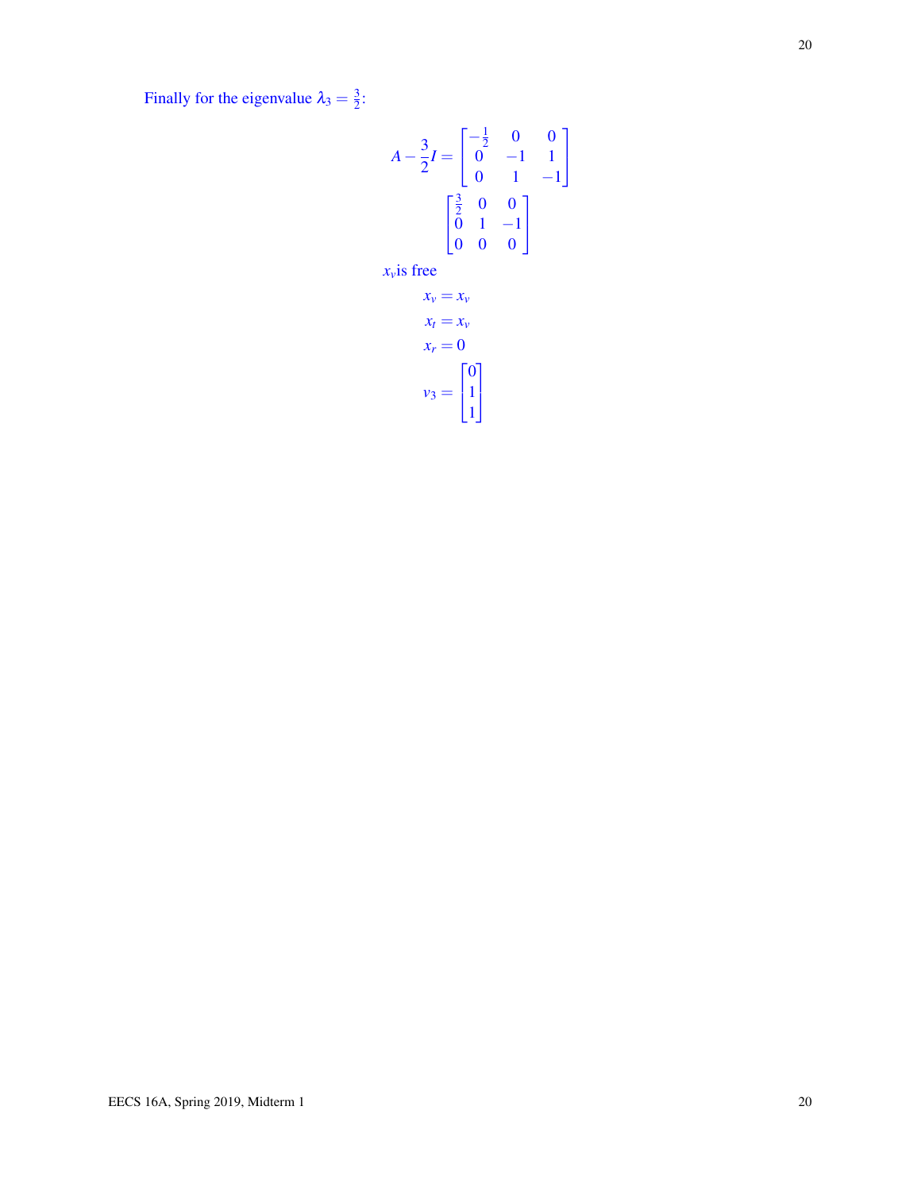Finally for the eigenvalue $\lambda_3 = \frac{3}{2}$:

$$A - \frac{3}{2}I = \begin{bmatrix} -\frac{1}{2} & 0 & 0 \\ 0 & -1 & 1 \\ 0 & 1 & -1 \end{bmatrix}$$

$$\begin{bmatrix} \frac{3}{2} & 0 & 0 \\ 0 & 1 & -1 \\ 0 & 0 & 0 \end{bmatrix}$$

$x_v$is free

$$x_v = x_v$$

$$x_t = x_v$$

$$x_r = 0$$

$$v_3 = \begin{bmatrix} 0 \\ 1 \\ 1 \end{bmatrix}$$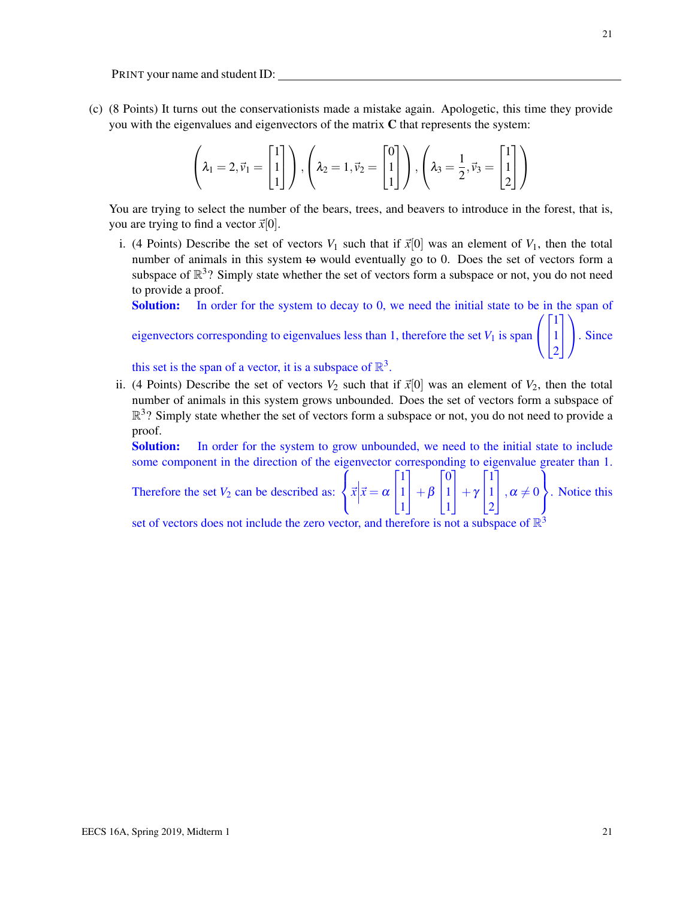PRINT your name and student ID: \_\_\_\_\_\_\_\_\_\_\_\_\_\_\_\_\_\_\_\_\_\_\_\_\_\_\_\_\_\_\_\_\_\_\_\_\_\_\_\_\_\_\_\_

(c) (8 Points) It turns out the conservationists made a mistake again. Apologetic, this time they provide you with the eigenvalues and eigenvectors of the matrix $\mathbf{C}$ that represents the system:

$$\left(\lambda_1 = 2, \vec{v}_1 = \begin{bmatrix}1\\1\\1\end{bmatrix}\right), \left(\lambda_2 = 1, \vec{v}_2 = \begin{bmatrix}0\\1\\1\end{bmatrix}\right), \left(\lambda_3 = \frac{1}{2}, \vec{v}_3 = \begin{bmatrix}1\\1\\2\end{bmatrix}\right)$$

You are trying to select the number of the bears, trees, and beavers to introduce in the forest, that is, you are trying to find a vector $\vec{x}[0]$.

i. (4 Points) Describe the set of vectors $V_1$ such that if $\vec{x}[0]$ was an element of $V_1$, then the total number of animals in this system ~~to~~ would eventually go to 0. Does the set of vectors form a subspace of $\mathbb{R}^3$? Simply state whether the set of vectors form a subspace or not, you do not need to provide a proof.

**Solution:** In order for the system to decay to 0, we need the initial state to be in the span of eigenvectors corresponding to eigenvalues less than 1, therefore the set $V_1$ is span $\left(\begin{bmatrix}1\\1\\2\end{bmatrix}\right)$. Since this set is the span of a vector, it is a subspace of $\mathbb{R}^3$.

ii. (4 Points) Describe the set of vectors $V_2$ such that if $\vec{x}[0]$ was an element of $V_2$, then the total number of animals in this system grows unbounded. Does the set of vectors form a subspace of $\mathbb{R}^3$? Simply state whether the set of vectors form a subspace or not, you do not need to provide a proof.

**Solution:** In order for the system to grow unbounded, we need to the initial state to include some component in the direction of the eigenvector corresponding to eigenvalue greater than 1. Therefore the set $V_2$ can be described as: $\left\{\vec{x} \middle| \vec{x} = \alpha \begin{bmatrix}1\\1\\1\end{bmatrix} + \beta \begin{bmatrix}0\\1\\1\end{bmatrix} + \gamma \begin{bmatrix}1\\1\\2\end{bmatrix}, \alpha \neq 0\right\}$. Notice this set of vectors does not include the zero vector, and therefore is not a subspace of $\mathbb{R}^3$